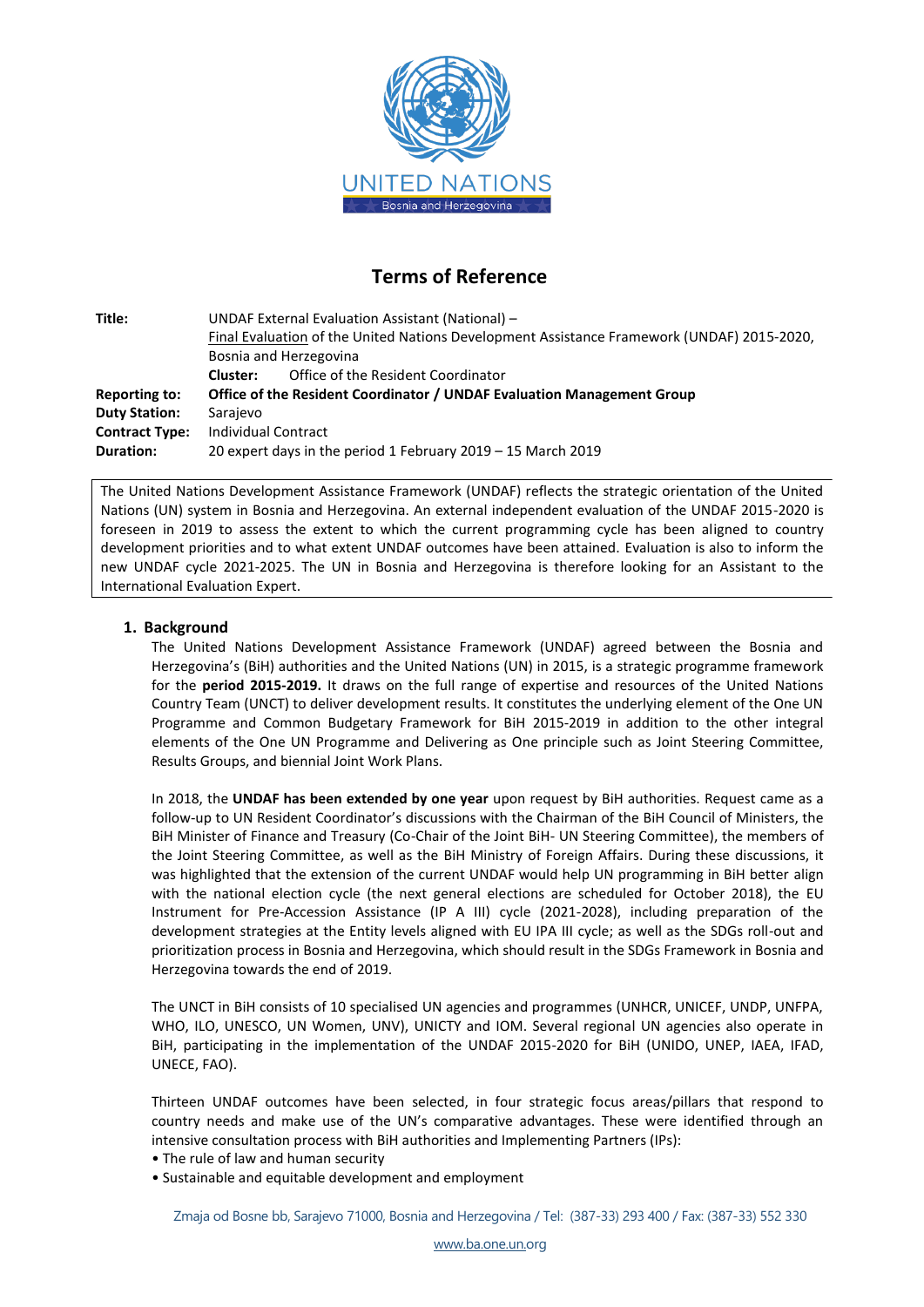# Terms of Reference

| | |
|---|---|
| **Title:** | UNDAF External Evaluation Assistant (National) – Final Evaluation of the United Nations Development Assistance Framework (UNDAF) 2015-2020, Bosnia and Herzegovina<br>**Cluster:** Office of the Resident Coordinator |
| **Reporting to:** | **Office of the Resident Coordinator / UNDAF Evaluation Management Group** |
| **Duty Station:** | Sarajevo |
| **Contract Type:** | Individual Contract |
| **Duration:** | 20 expert days in the period 1 February 2019 – 15 March 2019 |

The United Nations Development Assistance Framework (UNDAF) reflects the strategic orientation of the United Nations (UN) system in Bosnia and Herzegovina. An external independent evaluation of the UNDAF 2015-2020 is foreseen in 2019 to assess the extent to which the current programming cycle has been aligned to country development priorities and to what extent UNDAF outcomes have been attained. Evaluation is also to inform the new UNDAF cycle 2021-2025. The UN in Bosnia and Herzegovina is therefore looking for an Assistant to the International Evaluation Expert.

## 1. Background

The United Nations Development Assistance Framework (UNDAF) agreed between the Bosnia and Herzegovina's (BiH) authorities and the United Nations (UN) in 2015, is a strategic programme framework for the **period 2015-2019.** It draws on the full range of expertise and resources of the United Nations Country Team (UNCT) to deliver development results. It constitutes the underlying element of the One UN Programme and Common Budgetary Framework for BiH 2015-2019 in addition to the other integral elements of the One UN Programme and Delivering as One principle such as Joint Steering Committee, Results Groups, and biennial Joint Work Plans.

In 2018, the **UNDAF has been extended by one year** upon request by BiH authorities. Request came as a follow-up to UN Resident Coordinator's discussions with the Chairman of the BiH Council of Ministers, the BiH Minister of Finance and Treasury (Co-Chair of the Joint BiH- UN Steering Committee), the members of the Joint Steering Committee, as well as the BiH Ministry of Foreign Affairs. During these discussions, it was highlighted that the extension of the current UNDAF would help UN programming in BiH better align with the national election cycle (the next general elections are scheduled for October 2018), the EU Instrument for Pre-Accession Assistance (IP A III) cycle (2021-2028), including preparation of the development strategies at the Entity levels aligned with EU IPA III cycle; as well as the SDGs roll-out and prioritization process in Bosnia and Herzegovina, which should result in the SDGs Framework in Bosnia and Herzegovina towards the end of 2019.

The UNCT in BiH consists of 10 specialised UN agencies and programmes (UNHCR, UNICEF, UNDP, UNFPA, WHO, ILO, UNESCO, UN Women, UNV), UNICTY and IOM. Several regional UN agencies also operate in BiH, participating in the implementation of the UNDAF 2015-2020 for BiH (UNIDO, UNEP, IAEA, IFAD, UNECE, FAO).

Thirteen UNDAF outcomes have been selected, in four strategic focus areas/pillars that respond to country needs and make use of the UN's comparative advantages. These were identified through an intensive consultation process with BiH authorities and Implementing Partners (IPs):

- The rule of law and human security
- Sustainable and equitable development and employment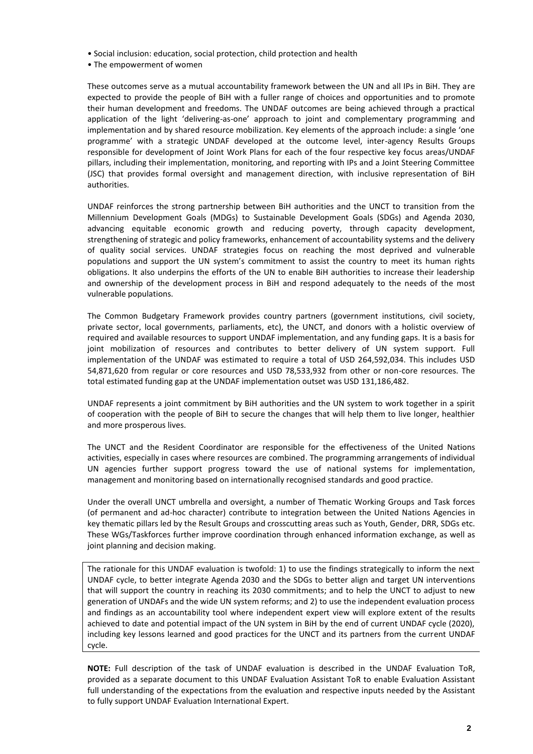- Social inclusion: education, social protection, child protection and health
- The empowerment of women

These outcomes serve as a mutual accountability framework between the UN and all IPs in BiH. They are expected to provide the people of BiH with a fuller range of choices and opportunities and to promote their human development and freedoms. The UNDAF outcomes are being achieved through a practical application of the light 'delivering-as-one' approach to joint and complementary programming and implementation and by shared resource mobilization. Key elements of the approach include: a single 'one programme' with a strategic UNDAF developed at the outcome level, inter-agency Results Groups responsible for development of Joint Work Plans for each of the four respective key focus areas/UNDAF pillars, including their implementation, monitoring, and reporting with IPs and a Joint Steering Committee (JSC) that provides formal oversight and management direction, with inclusive representation of BiH authorities.

UNDAF reinforces the strong partnership between BiH authorities and the UNCT to transition from the Millennium Development Goals (MDGs) to Sustainable Development Goals (SDGs) and Agenda 2030, advancing equitable economic growth and reducing poverty, through capacity development, strengthening of strategic and policy frameworks, enhancement of accountability systems and the delivery of quality social services. UNDAF strategies focus on reaching the most deprived and vulnerable populations and support the UN system's commitment to assist the country to meet its human rights obligations. It also underpins the efforts of the UN to enable BiH authorities to increase their leadership and ownership of the development process in BiH and respond adequately to the needs of the most vulnerable populations.

The Common Budgetary Framework provides country partners (government institutions, civil society, private sector, local governments, parliaments, etc), the UNCT, and donors with a holistic overview of required and available resources to support UNDAF implementation, and any funding gaps. It is a basis for joint mobilization of resources and contributes to better delivery of UN system support. Full implementation of the UNDAF was estimated to require a total of USD 264,592,034. This includes USD 54,871,620 from regular or core resources and USD 78,533,932 from other or non-core resources. The total estimated funding gap at the UNDAF implementation outset was USD 131,186,482.

UNDAF represents a joint commitment by BiH authorities and the UN system to work together in a spirit of cooperation with the people of BiH to secure the changes that will help them to live longer, healthier and more prosperous lives.

The UNCT and the Resident Coordinator are responsible for the effectiveness of the United Nations activities, especially in cases where resources are combined. The programming arrangements of individual UN agencies further support progress toward the use of national systems for implementation, management and monitoring based on internationally recognised standards and good practice.

Under the overall UNCT umbrella and oversight, a number of Thematic Working Groups and Task forces (of permanent and ad-hoc character) contribute to integration between the United Nations Agencies in key thematic pillars led by the Result Groups and crosscutting areas such as Youth, Gender, DRR, SDGs etc. These WGs/Taskforces further improve coordination through enhanced information exchange, as well as joint planning and decision making.

The rationale for this UNDAF evaluation is twofold: 1) to use the findings strategically to inform the next UNDAF cycle, to better integrate Agenda 2030 and the SDGs to better align and target UN interventions that will support the country in reaching its 2030 commitments; and to help the UNCT to adjust to new generation of UNDAFs and the wide UN system reforms; and 2) to use the independent evaluation process and findings as an accountability tool where independent expert view will explore extent of the results achieved to date and potential impact of the UN system in BiH by the end of current UNDAF cycle (2020), including key lessons learned and good practices for the UNCT and its partners from the current UNDAF cycle.

**NOTE:** Full description of the task of UNDAF evaluation is described in the UNDAF Evaluation ToR, provided as a separate document to this UNDAF Evaluation Assistant ToR to enable Evaluation Assistant full understanding of the expectations from the evaluation and respective inputs needed by the Assistant to fully support UNDAF Evaluation International Expert.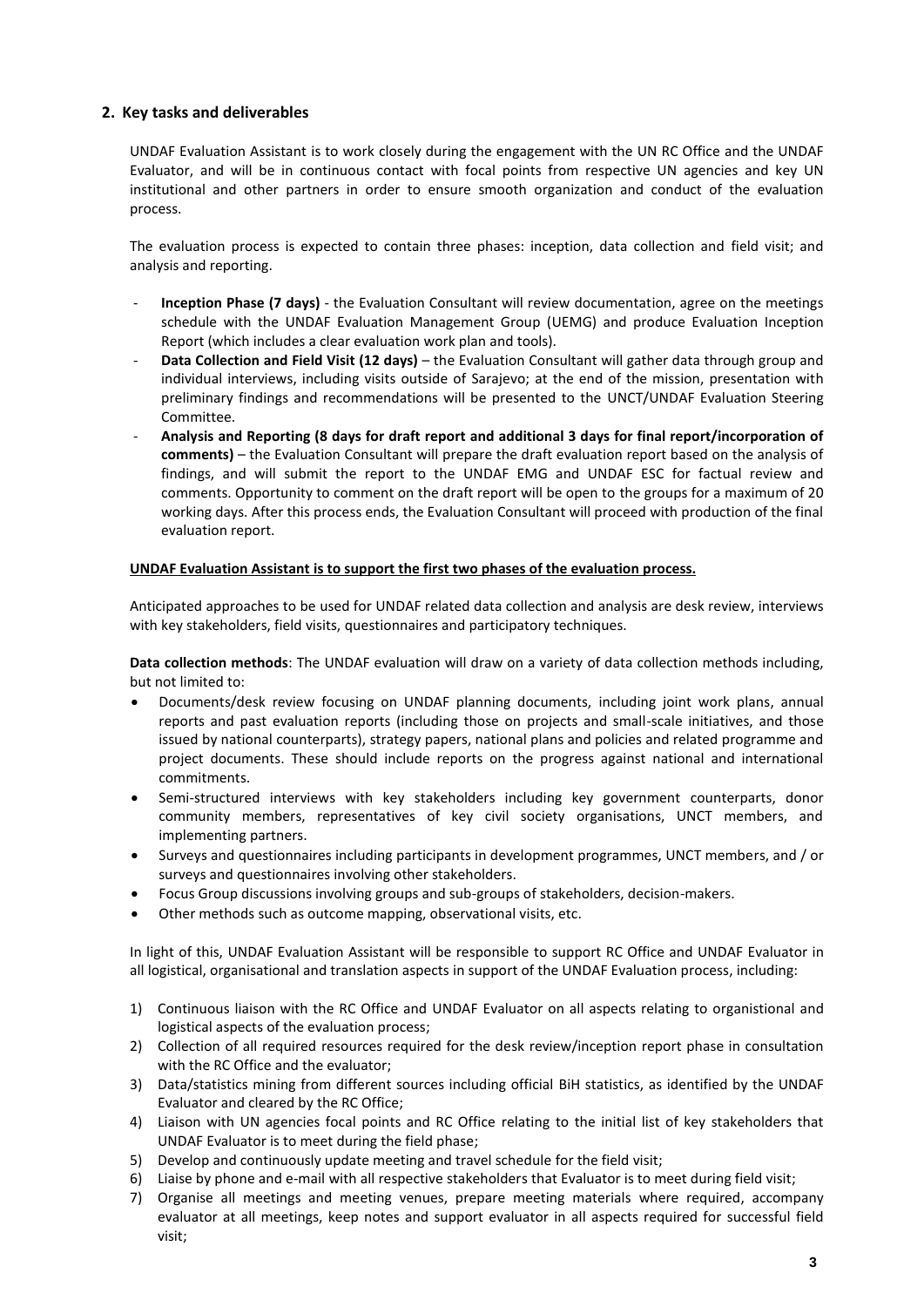## 2. Key tasks and deliverables

UNDAF Evaluation Assistant is to work closely during the engagement with the UN RC Office and the UNDAF Evaluator, and will be in continuous contact with focal points from respective UN agencies and key UN institutional and other partners in order to ensure smooth organization and conduct of the evaluation process.

The evaluation process is expected to contain three phases: inception, data collection and field visit; and analysis and reporting.

- **Inception Phase (7 days)** - the Evaluation Consultant will review documentation, agree on the meetings schedule with the UNDAF Evaluation Management Group (UEMG) and produce Evaluation Inception Report (which includes a clear evaluation work plan and tools).
- **Data Collection and Field Visit (12 days)** – the Evaluation Consultant will gather data through group and individual interviews, including visits outside of Sarajevo; at the end of the mission, presentation with preliminary findings and recommendations will be presented to the UNCT/UNDAF Evaluation Steering Committee.
- **Analysis and Reporting (8 days for draft report and additional 3 days for final report/incorporation of comments)** – the Evaluation Consultant will prepare the draft evaluation report based on the analysis of findings, and will submit the report to the UNDAF EMG and UNDAF ESC for factual review and comments. Opportunity to comment on the draft report will be open to the groups for a maximum of 20 working days. After this process ends, the Evaluation Consultant will proceed with production of the final evaluation report.

**UNDAF Evaluation Assistant is to support the first two phases of the evaluation process.**

Anticipated approaches to be used for UNDAF related data collection and analysis are desk review, interviews with key stakeholders, field visits, questionnaires and participatory techniques.

**Data collection methods**: The UNDAF evaluation will draw on a variety of data collection methods including, but not limited to:

- Documents/desk review focusing on UNDAF planning documents, including joint work plans, annual reports and past evaluation reports (including those on projects and small-scale initiatives, and those issued by national counterparts), strategy papers, national plans and policies and related programme and project documents. These should include reports on the progress against national and international commitments.
- Semi-structured interviews with key stakeholders including key government counterparts, donor community members, representatives of key civil society organisations, UNCT members, and implementing partners.
- Surveys and questionnaires including participants in development programmes, UNCT members, and / or surveys and questionnaires involving other stakeholders.
- Focus Group discussions involving groups and sub-groups of stakeholders, decision-makers.
- Other methods such as outcome mapping, observational visits, etc.

In light of this, UNDAF Evaluation Assistant will be responsible to support RC Office and UNDAF Evaluator in all logistical, organisational and translation aspects in support of the UNDAF Evaluation process, including:

1) Continuous liaison with the RC Office and UNDAF Evaluator on all aspects relating to organistional and logistical aspects of the evaluation process;
2) Collection of all required resources required for the desk review/inception report phase in consultation with the RC Office and the evaluator;
3) Data/statistics mining from different sources including official BiH statistics, as identified by the UNDAF Evaluator and cleared by the RC Office;
4) Liaison with UN agencies focal points and RC Office relating to the initial list of key stakeholders that UNDAF Evaluator is to meet during the field phase;
5) Develop and continuously update meeting and travel schedule for the field visit;
6) Liaise by phone and e-mail with all respective stakeholders that Evaluator is to meet during field visit;
7) Organise all meetings and meeting venues, prepare meeting materials where required, accompany evaluator at all meetings, keep notes and support evaluator in all aspects required for successful field visit;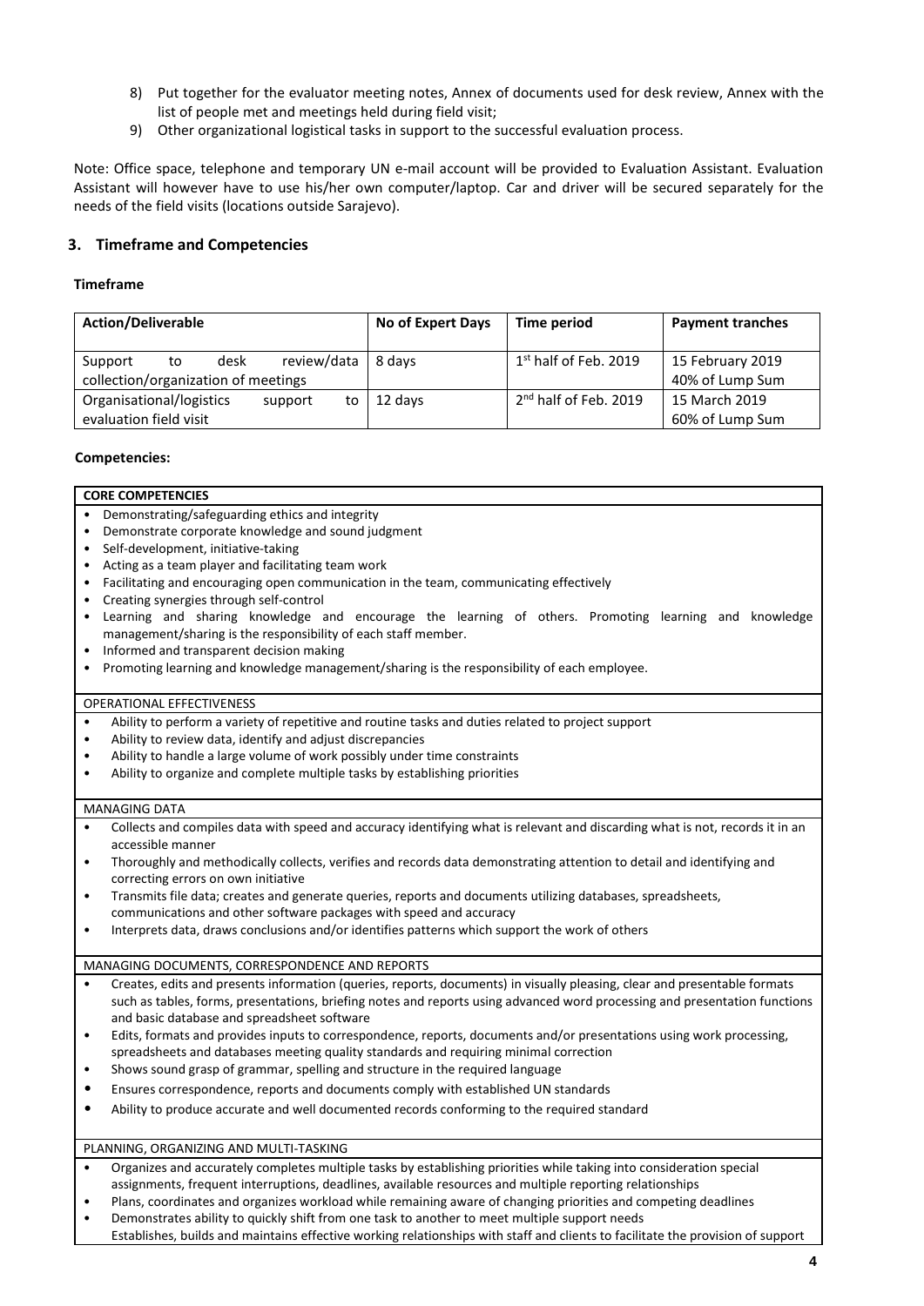8) Put together for the evaluator meeting notes, Annex of documents used for desk review, Annex with the list of people met and meetings held during field visit;
9) Other organizational logistical tasks in support to the successful evaluation process.

Note: Office space, telephone and temporary UN e-mail account will be provided to Evaluation Assistant. Evaluation Assistant will however have to use his/her own computer/laptop. Car and driver will be secured separately for the needs of the field visits (locations outside Sarajevo).

## 3. Timeframe and Competencies

### Timeframe

| Action/Deliverable | No of Expert Days | Time period | Payment tranches |
|---|---|---|---|
| Support to desk review/data collection/organization of meetings | 8 days | 1st half of Feb. 2019 | 15 February 2019<br>40% of Lump Sum |
| Organisational/logistics support to evaluation field visit | 12 days | 2nd half of Feb. 2019 | 15 March 2019<br>60% of Lump Sum |

### Competencies:

**CORE COMPETENCIES**

- Demonstrating/safeguarding ethics and integrity
- Demonstrate corporate knowledge and sound judgment
- Self-development, initiative-taking
- Acting as a team player and facilitating team work
- Facilitating and encouraging open communication in the team, communicating effectively
- Creating synergies through self-control
- Learning and sharing knowledge and encourage the learning of others. Promoting learning and knowledge management/sharing is the responsibility of each staff member.
- Informed and transparent decision making
- Promoting learning and knowledge management/sharing is the responsibility of each employee.

OPERATIONAL EFFECTIVENESS

- Ability to perform a variety of repetitive and routine tasks and duties related to project support
- Ability to review data, identify and adjust discrepancies
- Ability to handle a large volume of work possibly under time constraints
- Ability to organize and complete multiple tasks by establishing priorities

MANAGING DATA

- Collects and compiles data with speed and accuracy identifying what is relevant and discarding what is not, records it in an accessible manner
- Thoroughly and methodically collects, verifies and records data demonstrating attention to detail and identifying and correcting errors on own initiative
- Transmits file data; creates and generate queries, reports and documents utilizing databases, spreadsheets, communications and other software packages with speed and accuracy
- Interprets data, draws conclusions and/or identifies patterns which support the work of others

MANAGING DOCUMENTS, CORRESPONDENCE AND REPORTS

- Creates, edits and presents information (queries, reports, documents) in visually pleasing, clear and presentable formats such as tables, forms, presentations, briefing notes and reports using advanced word processing and presentation functions and basic database and spreadsheet software
- Edits, formats and provides inputs to correspondence, reports, documents and/or presentations using work processing, spreadsheets and databases meeting quality standards and requiring minimal correction
- Shows sound grasp of grammar, spelling and structure in the required language
- Ensures correspondence, reports and documents comply with established UN standards
- Ability to produce accurate and well documented records conforming to the required standard

PLANNING, ORGANIZING AND MULTI-TASKING

- Organizes and accurately completes multiple tasks by establishing priorities while taking into consideration special assignments, frequent interruptions, deadlines, available resources and multiple reporting relationships
- Plans, coordinates and organizes workload while remaining aware of changing priorities and competing deadlines
- Demonstrates ability to quickly shift from one task to another to meet multiple support needs
Establishes, builds and maintains effective working relationships with staff and clients to facilitate the provision of support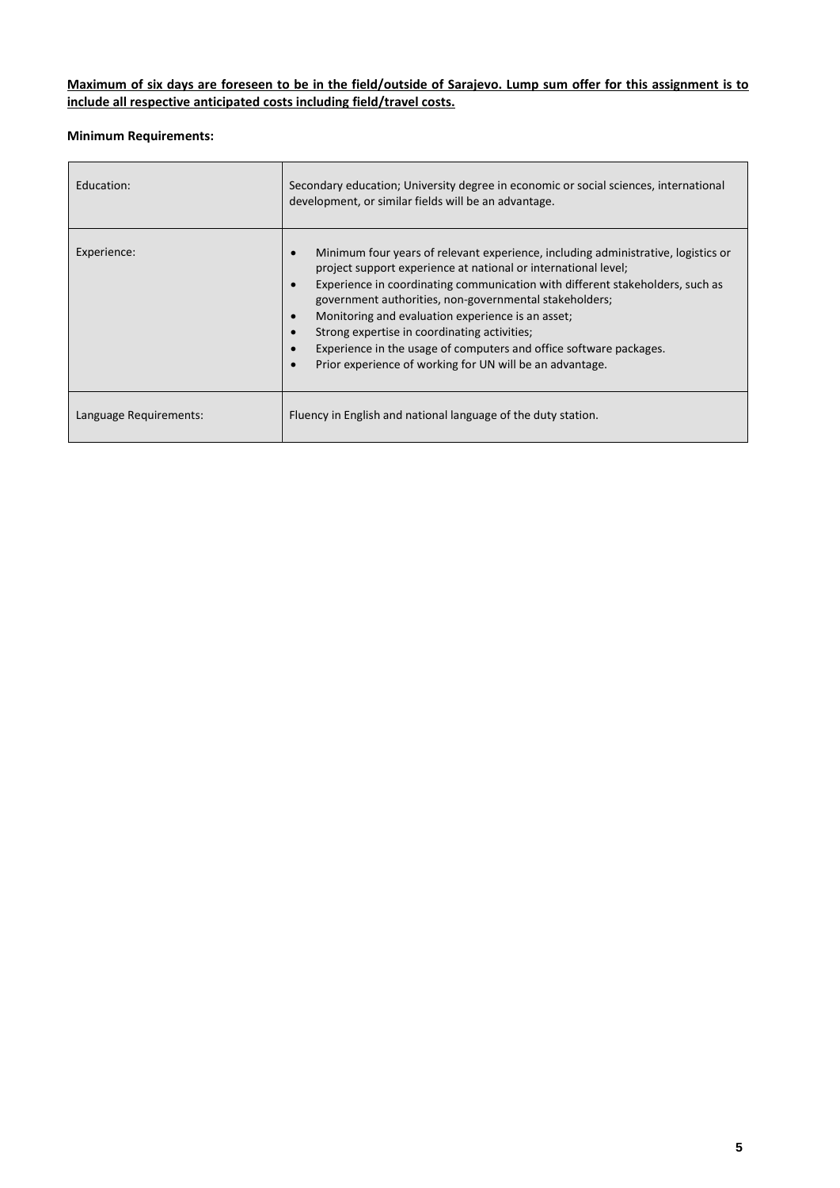**<u>Maximum of six days are foreseen to be in the field/outside of Sarajevo. Lump sum offer for this assignment is to include all respective anticipated costs including field/travel costs.</u>**

**Minimum Requirements:**

| | |
|---|---|
| Education: | Secondary education; University degree in economic or social sciences, international development, or similar fields will be an advantage. |
| Experience: | • Minimum four years of relevant experience, including administrative, logistics or project support experience at national or international level;<br>• Experience in coordinating communication with different stakeholders, such as government authorities, non-governmental stakeholders;<br>• Monitoring and evaluation experience is an asset;<br>• Strong expertise in coordinating activities;<br>• Experience in the usage of computers and office software packages.<br>• Prior experience of working for UN will be an advantage. |
| Language Requirements: | Fluency in English and national language of the duty station. |